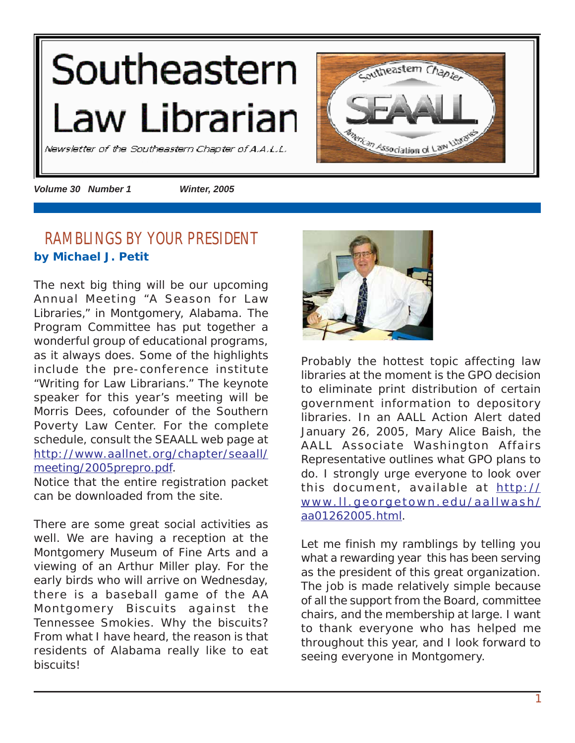# Southeastern Law Librarian

*Newsletter of the Southeastern Chapter of A.A.L.L.*

***Volume 30 Number 1*** ***Winter, 2005***

## RAMBLINGS BY YOUR PRESIDENT

**by Michael J. Petit**

The next big thing will be our upcoming Annual Meeting "A Season for Law Libraries," in Montgomery, Alabama. The Program Committee has put together a wonderful group of educational programs, as it always does. Some of the highlights include the pre-conference institute "Writing for Law Librarians." The keynote speaker for this year's meeting will be Morris Dees, cofounder of the Southern Poverty Law Center. For the complete schedule, consult the SEAALL web page at http://www.aallnet.org/chapter/seaall/meeting/2005prepro.pdf.
Notice that the entire registration packet can be downloaded from the site.

There are some great social activities as well. We are having a reception at the Montgomery Museum of Fine Arts and a viewing of an Arthur Miller play. For the early birds who will arrive on Wednesday, there is a baseball game of the AA Montgomery Biscuits against the Tennessee Smokies. Why the biscuits? From what I have heard, the reason is that residents of Alabama really like to eat biscuits!

Probably the hottest topic affecting law libraries at the moment is the GPO decision to eliminate print distribution of certain government information to depository libraries. In an AALL Action Alert dated January 26, 2005, Mary Alice Baish, the AALL Associate Washington Affairs Representative outlines what GPO plans to do. I strongly urge everyone to look over this document, available at http://www.ll.georgetown.edu/aallwash/aa01262005.html.

Let me finish my ramblings by telling you what a rewarding year this has been serving as the president of this great organization. The job is made relatively simple because of all the support from the Board, committee chairs, and the membership at large. I want to thank everyone who has helped me throughout this year, and I look forward to seeing everyone in Montgomery.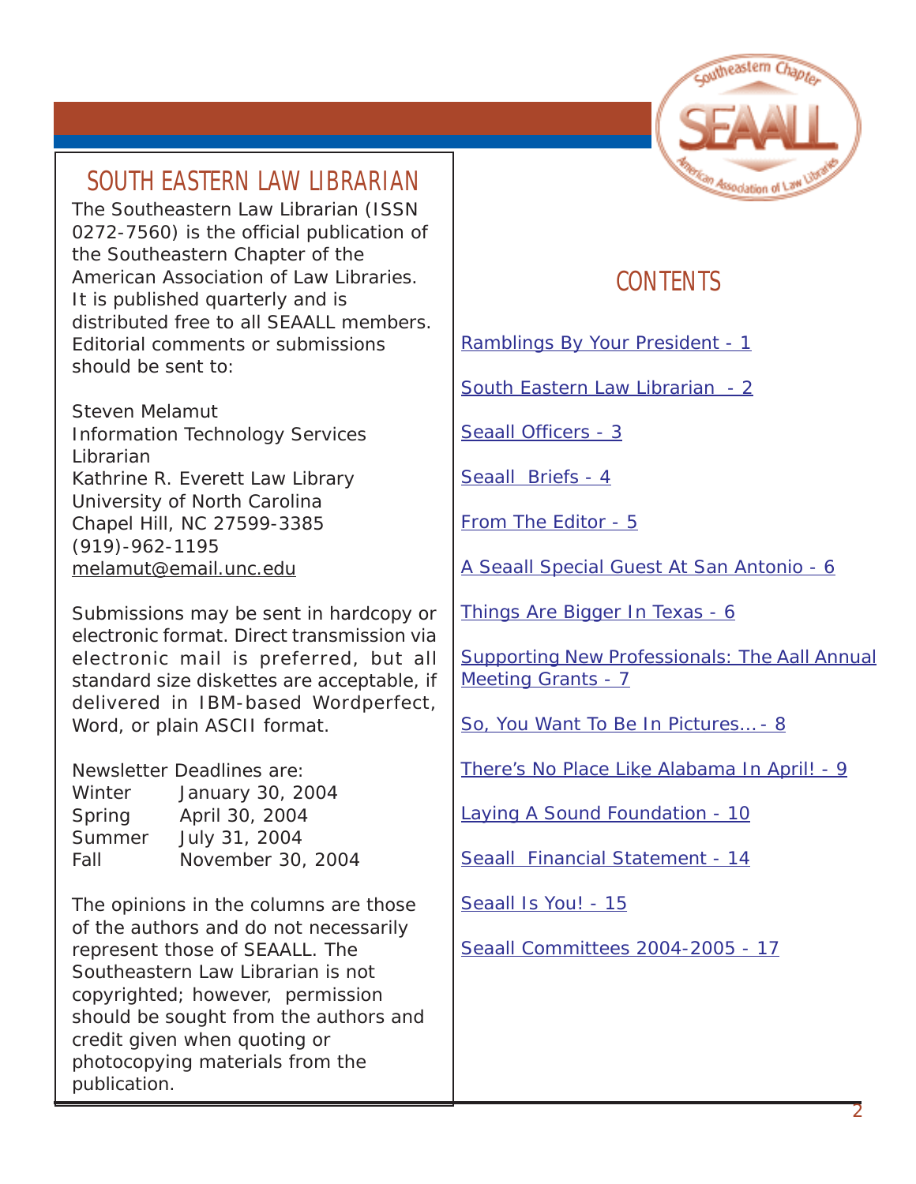## SOUTH EASTERN LAW LIBRARIAN

The Southeastern Law Librarian (ISSN 0272-7560) is the official publication of the Southeastern Chapter of the American Association of Law Libraries. It is published quarterly and is distributed free to all SEAALL members. Editorial comments or submissions should be sent to:

Steven Melamut
Information Technology Services Librarian
Kathrine R. Everett Law Library
University of North Carolina
Chapel Hill, NC 27599-3385
(919)-962-1195
melamut@email.unc.edu

Submissions may be sent in hardcopy or electronic format. Direct transmission via electronic mail is preferred, but all standard size diskettes are acceptable, if delivered in IBM-based Wordperfect, Word, or plain ASCII format.

Newsletter Deadlines are:

| | |
|---|---|
| Winter | January 30, 2004 |
| Spring | April 30, 2004 |
| Summer | July 31, 2004 |
| Fall | November 30, 2004 |

The opinions in the columns are those of the authors and do not necessarily represent those of SEAALL. The Southeastern Law Librarian is not copyrighted; however, permission should be sought from the authors and credit given when quoting or photocopying materials from the publication.

## CONTENTS

Ramblings By Your President - 1

South Eastern Law Librarian - 2

Seaall Officers - 3

Seaall Briefs - 4

From The Editor - 5

A Seaall Special Guest At San Antonio - 6

Things Are Bigger In Texas - 6

Supporting New Professionals: The Aall Annual Meeting Grants - 7

So, You Want To Be In Pictures... - 8

There's No Place Like Alabama In April! - 9

Laying A Sound Foundation - 10

Seaall Financial Statement - 14

Seaall Is You! - 15

Seaall Committees 2004-2005 - 17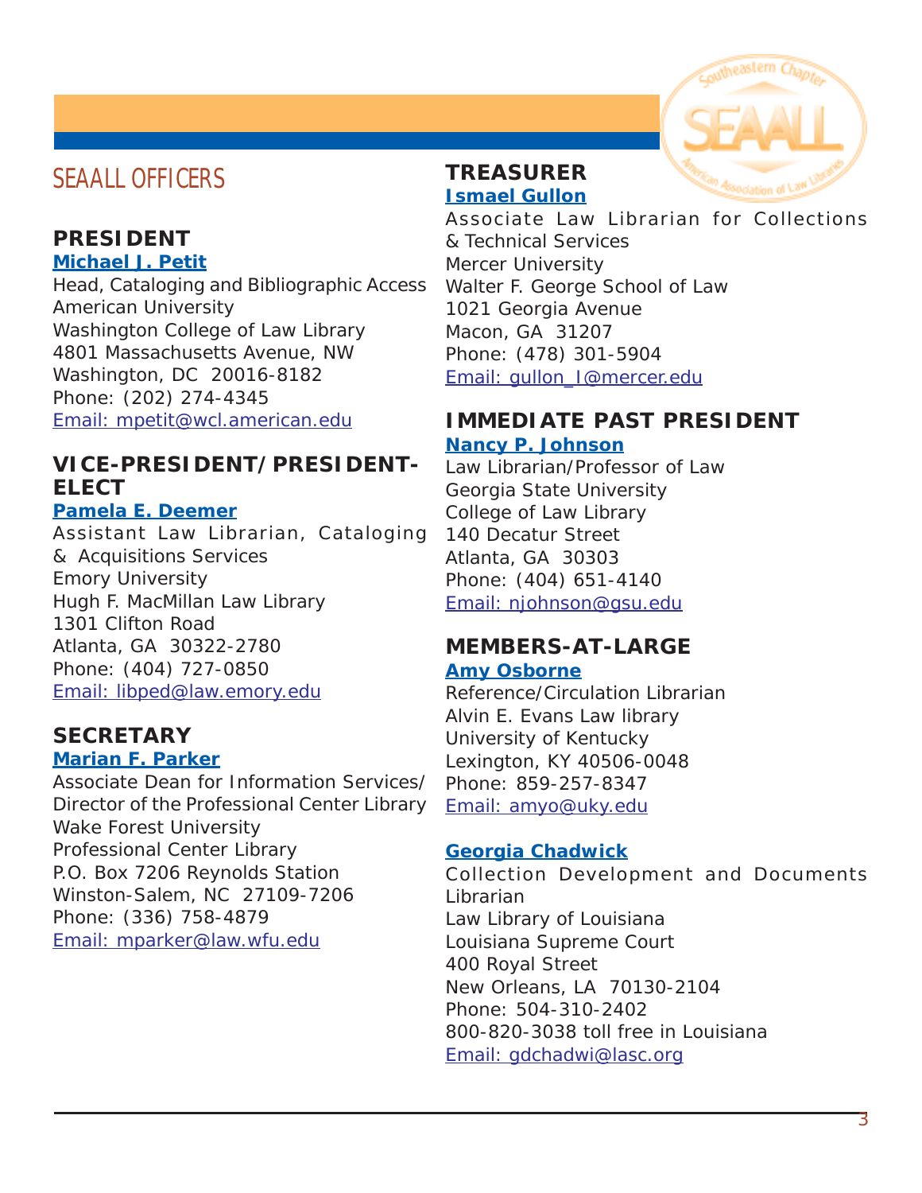# SEAALL OFFICERS

## PRESIDENT

**Michael J. Petit**

Head, Cataloging and Bibliographic Access
American University
Washington College of Law Library
4801 Massachusetts Avenue, NW
Washington, DC 20016-8182
Phone: (202) 274-4345
Email: mpetit@wcl.american.edu

## VICE-PRESIDENT/PRESIDENT-ELECT

**Pamela E. Deemer**

Assistant Law Librarian, Cataloging & Acquisitions Services
Emory University
Hugh F. MacMillan Law Library
1301 Clifton Road
Atlanta, GA 30322-2780
Phone: (404) 727-0850
Email: libped@law.emory.edu

## SECRETARY

**Marian F. Parker**

Associate Dean for Information Services/ Director of the Professional Center Library
Wake Forest University
Professional Center Library
P.O. Box 7206 Reynolds Station
Winston-Salem, NC 27109-7206
Phone: (336) 758-4879
Email: mparker@law.wfu.edu

## TREASURER

**Ismael Gullon**

Associate Law Librarian for Collections & Technical Services
Mercer University
Walter F. George School of Law
1021 Georgia Avenue
Macon, GA 31207
Phone: (478) 301-5904
Email: gullon_I@mercer.edu

## IMMEDIATE PAST PRESIDENT

**Nancy P. Johnson**

Law Librarian/Professor of Law
Georgia State University
College of Law Library
140 Decatur Street
Atlanta, GA 30303
Phone: (404) 651-4140
Email: njohnson@gsu.edu

## MEMBERS-AT-LARGE

**Amy Osborne**

Reference/Circulation Librarian
Alvin E. Evans Law library
University of Kentucky
Lexington, KY 40506-0048
Phone: 859-257-8347
Email: amyo@uky.edu

**Georgia Chadwick**

Collection Development and Documents Librarian
Law Library of Louisiana
Louisiana Supreme Court
400 Royal Street
New Orleans, LA 70130-2104
Phone: 504-310-2402
800-820-3038 toll free in Louisiana
Email: gdchadwi@lasc.org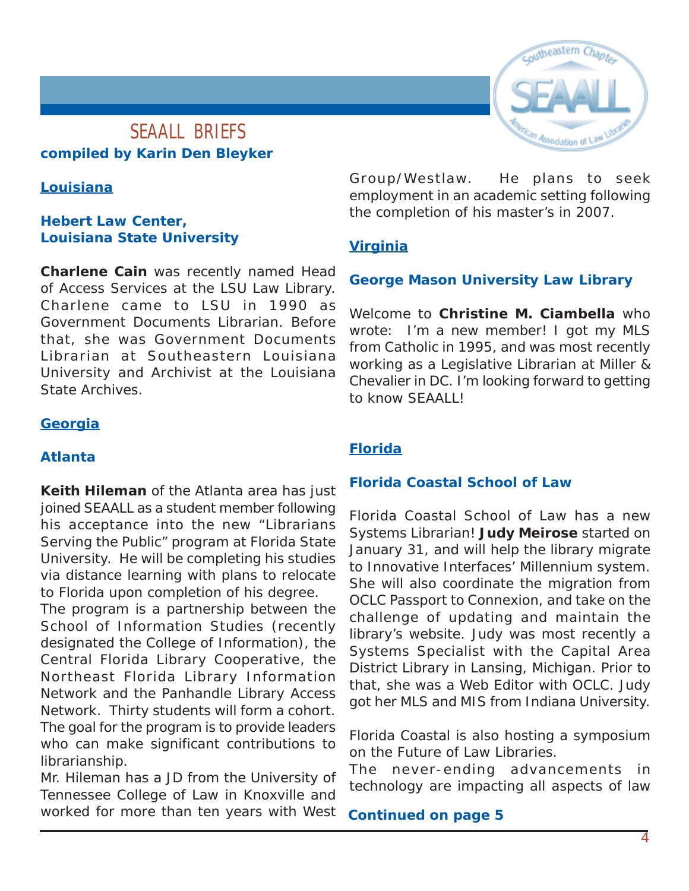# SEAALL BRIEFS

**compiled by Karin Den Bleyker**

## Louisiana

### Hebert Law Center, Louisiana State University

**Charlene Cain** was recently named Head of Access Services at the LSU Law Library. Charlene came to LSU in 1990 as Government Documents Librarian. Before that, she was Government Documents Librarian at Southeastern Louisiana University and Archivist at the Louisiana State Archives.

## Georgia

### Atlanta

**Keith Hileman** of the Atlanta area has just joined SEAALL as a student member following his acceptance into the new "Librarians Serving the Public" program at Florida State University. He will be completing his studies via distance learning with plans to relocate to Florida upon completion of his degree.

The program is a partnership between the School of Information Studies (recently designated the College of Information), the Central Florida Library Cooperative, the Northeast Florida Library Information Network and the Panhandle Library Access Network. Thirty students will form a cohort. The goal for the program is to provide leaders who can make significant contributions to librarianship.

Mr. Hileman has a JD from the University of Tennessee College of Law in Knoxville and worked for more than ten years with West Group/Westlaw. He plans to seek employment in an academic setting following the completion of his master's in 2007.

## Virginia

### George Mason University Law Library

Welcome to **Christine M. Ciambella** who wrote: I'm a new member! I got my MLS from Catholic in 1995, and was most recently working as a Legislative Librarian at Miller & Chevalier in DC. I'm looking forward to getting to know SEAALL!

## Florida

### Florida Coastal School of Law

Florida Coastal School of Law has a new Systems Librarian! **Judy Meirose** started on January 31, and will help the library migrate to Innovative Interfaces' Millennium system. She will also coordinate the migration from OCLC Passport to Connexion, and take on the challenge of updating and maintain the library's website. Judy was most recently a Systems Specialist with the Capital Area District Library in Lansing, Michigan. Prior to that, she was a Web Editor with OCLC. Judy got her MLS and MIS from Indiana University.

Florida Coastal is also hosting a symposium on the Future of Law Libraries.

The never-ending advancements in technology are impacting all aspects of law

**Continued on page 5**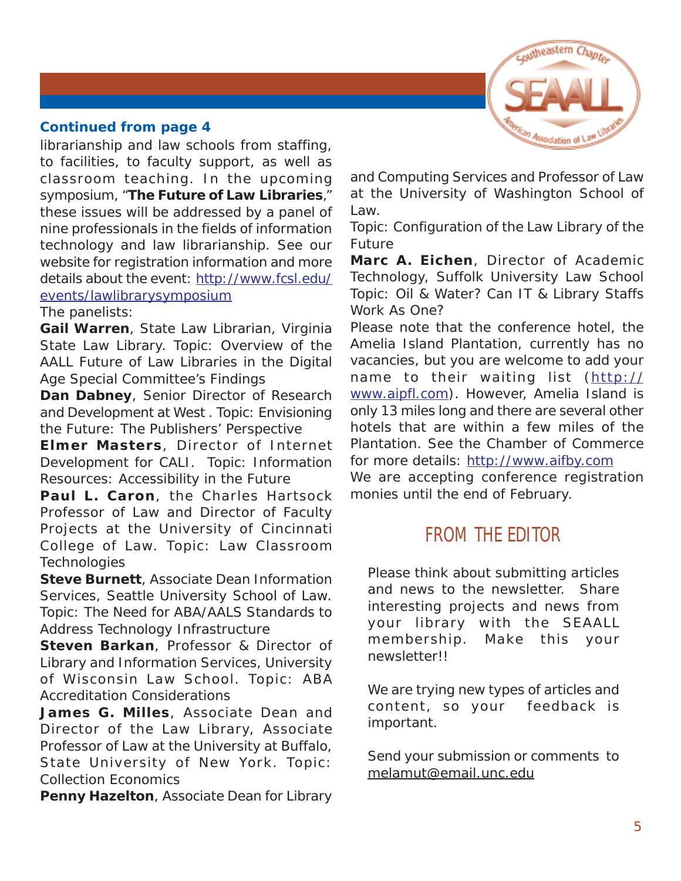**Continued from page 4**

librarianship and law schools from staffing, to facilities, to faculty support, as well as classroom teaching. In the upcoming symposium, "**The Future of Law Libraries**," these issues will be addressed by a panel of nine professionals in the fields of information technology and law librarianship. See our website for registration information and more details about the event: http://www.fcsl.edu/events/lawlibrarysymposium

The panelists:

**Gail Warren**, State Law Librarian, Virginia State Law Library. Topic: Overview of the AALL Future of Law Libraries in the Digital Age Special Committee's Findings

**Dan Dabney**, Senior Director of Research and Development at West . Topic: Envisioning the Future: The Publishers' Perspective

**Elmer Masters**, Director of Internet Development for CALI. Topic: Information Resources: Accessibility in the Future

**Paul L. Caron**, the Charles Hartsock Professor of Law and Director of Faculty Projects at the University of Cincinnati College of Law. Topic: Law Classroom Technologies

**Steve Burnett**, Associate Dean Information Services, Seattle University School of Law. Topic: The Need for ABA/AALS Standards to Address Technology Infrastructure

**Steven Barkan**, Professor & Director of Library and Information Services, University of Wisconsin Law School. Topic: ABA Accreditation Considerations

**James G. Milles**, Associate Dean and Director of the Law Library, Associate Professor of Law at the University at Buffalo, State University of New York. Topic: Collection Economics

**Penny Hazelton**, Associate Dean for Library and Computing Services and Professor of Law at the University of Washington School of Law.
Topic: Configuration of the Law Library of the Future

**Marc A. Eichen**, Director of Academic Technology, Suffolk University Law School Topic: Oil & Water? Can IT & Library Staffs Work As One?

Please note that the conference hotel, the Amelia Island Plantation, currently has no vacancies, but you are welcome to add your name to their waiting list (http://www.aipfl.com). However, Amelia Island is only 13 miles long and there are several other hotels that are within a few miles of the Plantation. See the Chamber of Commerce for more details: http://www.aifby.com

We are accepting conference registration monies until the end of February.

## FROM THE EDITOR

Please think about submitting articles and news to the newsletter. Share interesting projects and news from your library with the SEAALL membership. Make this your newsletter!!

We are trying new types of articles and content, so your feedback is important.

Send your submission or comments to melamut@email.unc.edu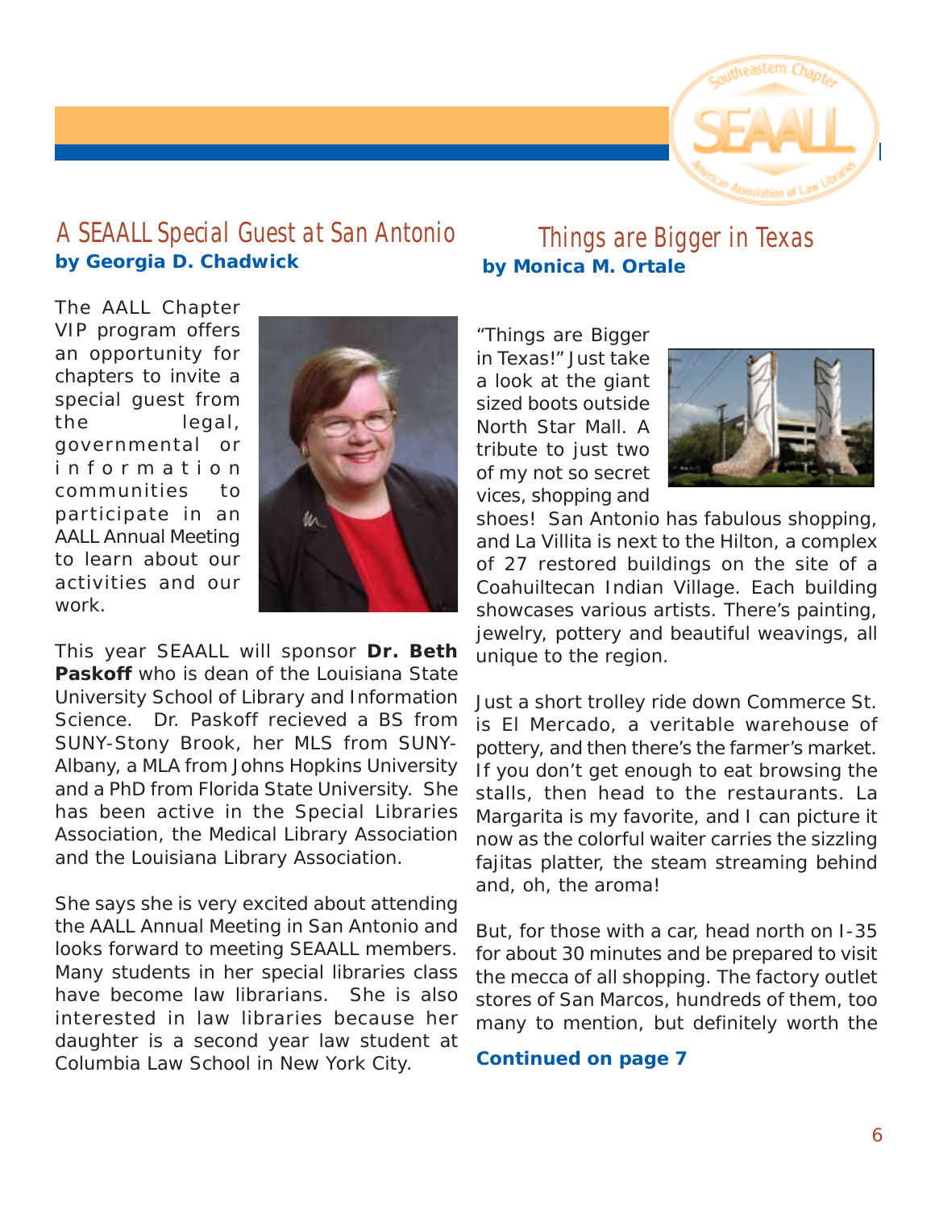## A SEAALL Special Guest at San Antonio

**by Georgia D. Chadwick**

The AALL Chapter VIP program offers an opportunity for chapters to invite a special guest from the legal, governmental or information communities to participate in an AALL Annual Meeting to learn about our activities and our work.

This year SEAALL will sponsor **Dr. Beth Paskoff** who is dean of the Louisiana State University School of Library and Information Science. Dr. Paskoff recieved a BS from SUNY-Stony Brook, her MLS from SUNY-Albany, a MLA from Johns Hopkins University and a PhD from Florida State University. She has been active in the Special Libraries Association, the Medical Library Association and the Louisiana Library Association.

She says she is very excited about attending the AALL Annual Meeting in San Antonio and looks forward to meeting SEAALL members. Many students in her special libraries class have become law librarians. She is also interested in law libraries because her daughter is a second year law student at Columbia Law School in New York City.

## Things are Bigger in Texas

**by Monica M. Ortale**

"Things are Bigger in Texas!" Just take a look at the giant sized boots outside North Star Mall. A tribute to just two of my not so secret vices, shopping and shoes! San Antonio has fabulous shopping, and La Villita is next to the Hilton, a complex of 27 restored buildings on the site of a Coahuiltecan Indian Village. Each building showcases various artists. There's painting, jewelry, pottery and beautiful weavings, all unique to the region.

Just a short trolley ride down Commerce St. is El Mercado, a veritable warehouse of pottery, and then there's the farmer's market. If you don't get enough to eat browsing the stalls, then head to the restaurants. La Margarita is my favorite, and I can picture it now as the colorful waiter carries the sizzling fajitas platter, the steam streaming behind and, oh, the aroma!

But, for those with a car, head north on I-35 for about 30 minutes and be prepared to visit the mecca of all shopping. The factory outlet stores of San Marcos, hundreds of them, too many to mention, but definitely worth the

**Continued on page 7**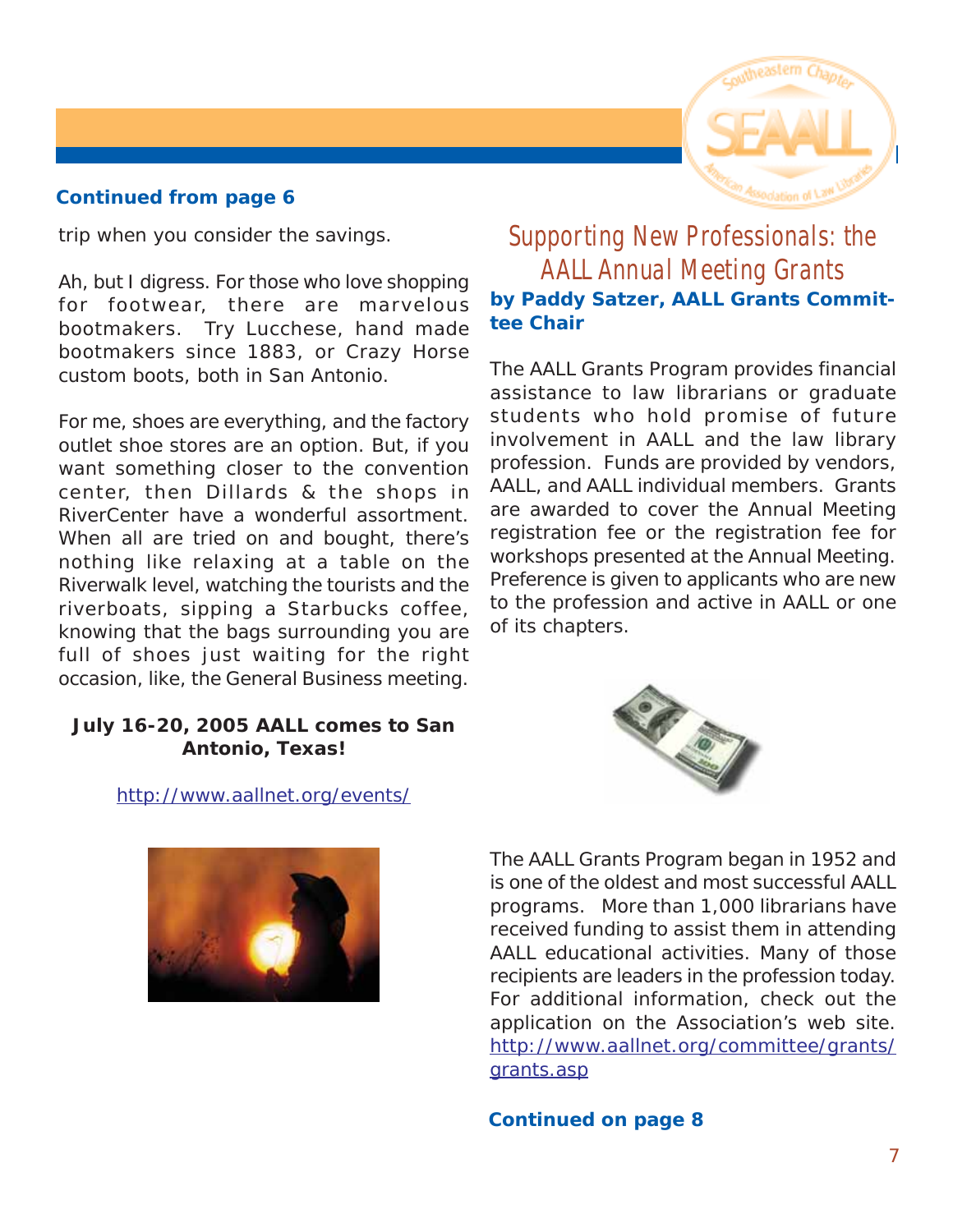**Continued from page 6**

trip when you consider the savings.

Ah, but I digress. For those who love shopping for footwear, there are marvelous bootmakers. Try Lucchese, hand made bootmakers since 1883, or Crazy Horse custom boots, both in San Antonio.

For me, shoes are everything, and the factory outlet shoe stores are an option. But, if you want something closer to the convention center, then Dillards & the shops in RiverCenter have a wonderful assortment. When all are tried on and bought, there's nothing like relaxing at a table on the Riverwalk level, watching the tourists and the riverboats, sipping a Starbucks coffee, knowing that the bags surrounding you are full of shoes just waiting for the right occasion, like, the General Business meeting.

**July 16-20, 2005 AALL comes to San Antonio, Texas!**

http://www.aallnet.org/events/

## Supporting New Professionals: the AALL Annual Meeting Grants

**by Paddy Satzer, AALL Grants Committee Chair**

The AALL Grants Program provides financial assistance to law librarians or graduate students who hold promise of future involvement in AALL and the law library profession. Funds are provided by vendors, AALL, and AALL individual members. Grants are awarded to cover the Annual Meeting registration fee or the registration fee for workshops presented at the Annual Meeting. Preference is given to applicants who are new to the profession and active in AALL or one of its chapters.

The AALL Grants Program began in 1952 and is one of the oldest and most successful AALL programs. More than 1,000 librarians have received funding to assist them in attending AALL educational activities. Many of those recipients are leaders in the profession today. For additional information, check out the application on the Association's web site. http://www.aallnet.org/committee/grants/grants.asp

**Continued on page 8**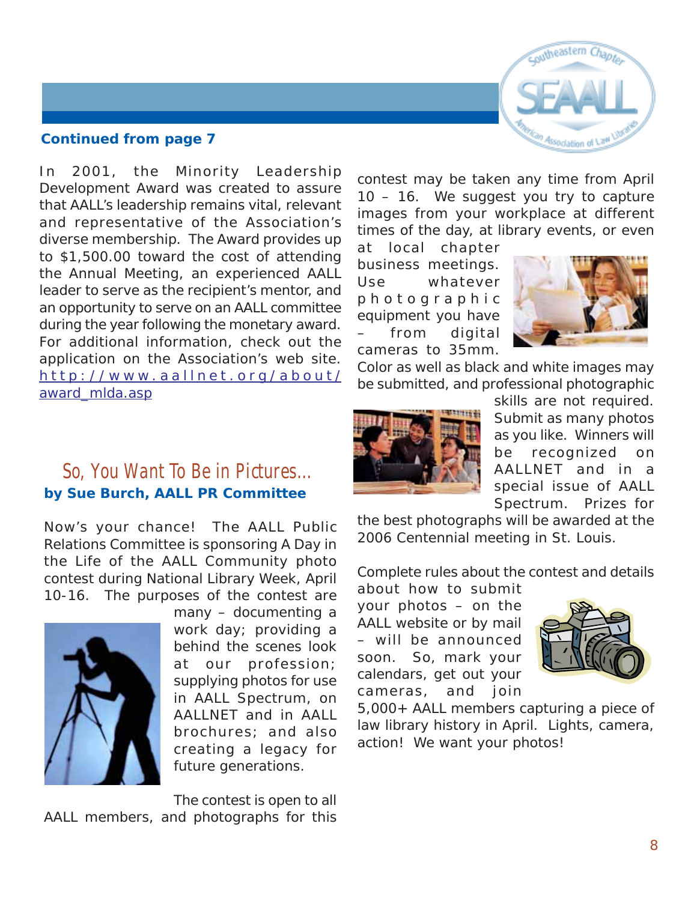**Continued from page 7**

In 2001, the Minority Leadership Development Award was created to assure that AALL's leadership remains vital, relevant and representative of the Association's diverse membership. The Award provides up to $1,500.00 toward the cost of attending the Annual Meeting, an experienced AALL leader to serve as the recipient's mentor, and an opportunity to serve on an AALL committee during the year following the monetary award. For additional information, check out the application on the Association's web site. http://www.aallnet.org/about/award_mlda.asp

## So, You Want To Be in Pictures...

**by Sue Burch, AALL PR Committee**

Now's your chance! The AALL Public Relations Committee is sponsoring A Day in the Life of the AALL Community photo contest during National Library Week, April 10-16. The purposes of the contest are many – documenting a work day; providing a behind the scenes look at our profession; supplying photos for use in AALL Spectrum, on AALLNET and in AALL brochures; and also creating a legacy for future generations.

The contest is open to all AALL members, and photographs for this contest may be taken any time from April 10 – 16. We suggest you try to capture images from your workplace at different times of the day, at library events, or even at local chapter business meetings. Use whatever photographic equipment you have – from digital cameras to 35mm. Color as well as black and white images may be submitted, and professional photographic skills are not required. Submit as many photos as you like. Winners will be recognized on AALLNET and in a special issue of AALL Spectrum. Prizes for the best photographs will be awarded at the 2006 Centennial meeting in St. Louis.

Complete rules about the contest and details about how to submit your photos – on the AALL website or by mail – will be announced soon. So, mark your calendars, get out your cameras, and join 5,000+ AALL members capturing a piece of law library history in April. Lights, camera, action! We want your photos!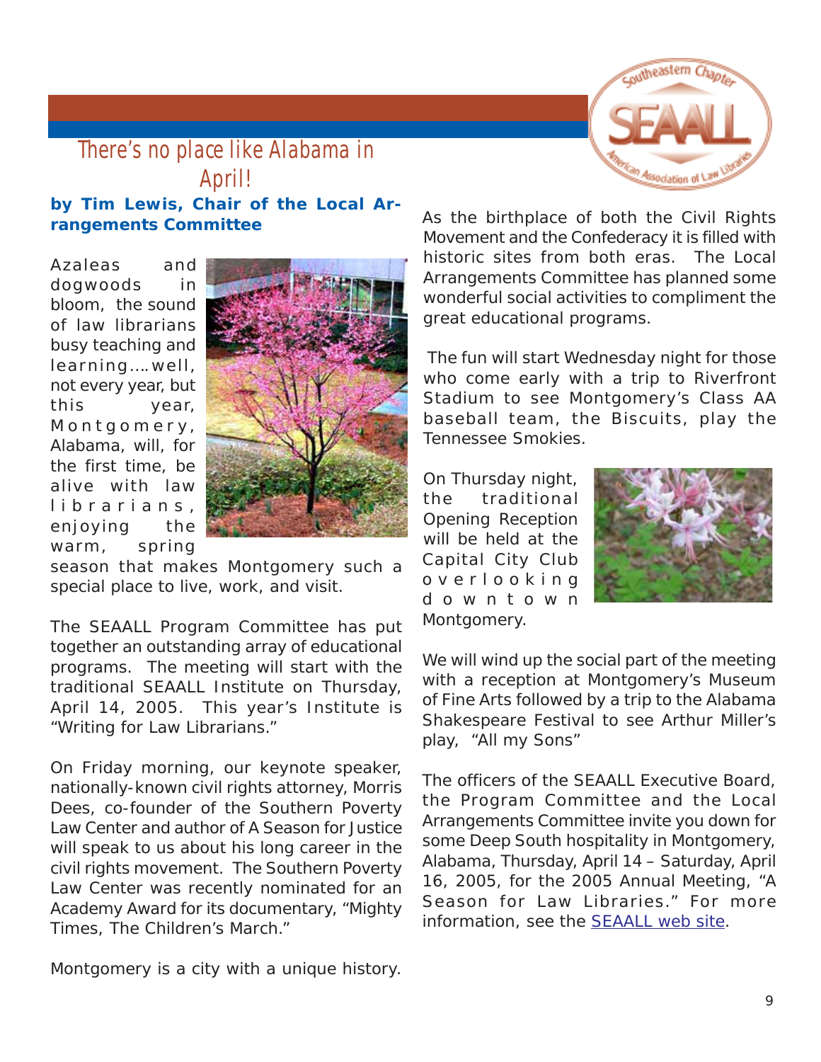# There's no place like Alabama in April!

**by Tim Lewis, Chair of the Local Arrangements Committee**

Azaleas and dogwoods in bloom, the sound of law librarians busy teaching and learning….well, not every year, but this year, Montgomery, Alabama, will, for the first time, be alive with law librarians, enjoying the warm, spring season that makes Montgomery such a special place to live, work, and visit.

The SEAALL Program Committee has put together an outstanding array of educational programs. The meeting will start with the traditional SEAALL Institute on Thursday, April 14, 2005. This year's Institute is "Writing for Law Librarians."

On Friday morning, our keynote speaker, nationally-known civil rights attorney, Morris Dees, co-founder of the Southern Poverty Law Center and author of A Season for Justice will speak to us about his long career in the civil rights movement. The Southern Poverty Law Center was recently nominated for an Academy Award for its documentary, "Mighty Times, The Children's March."

Montgomery is a city with a unique history. As the birthplace of both the Civil Rights Movement and the Confederacy it is filled with historic sites from both eras. The Local Arrangements Committee has planned some wonderful social activities to compliment the great educational programs.

The fun will start Wednesday night for those who come early with a trip to Riverfront Stadium to see Montgomery's Class AA baseball team, the Biscuits, play the Tennessee Smokies.

On Thursday night, the traditional Opening Reception will be held at the Capital City Club overlooking downtown Montgomery.

We will wind up the social part of the meeting with a reception at Montgomery's Museum of Fine Arts followed by a trip to the Alabama Shakespeare Festival to see Arthur Miller's play, "All my Sons"

The officers of the SEAALL Executive Board, the Program Committee and the Local Arrangements Committee invite you down for some Deep South hospitality in Montgomery, Alabama, Thursday, April 14 – Saturday, April 16, 2005, for the 2005 Annual Meeting, "A Season for Law Libraries." For more information, see the SEAALL web site.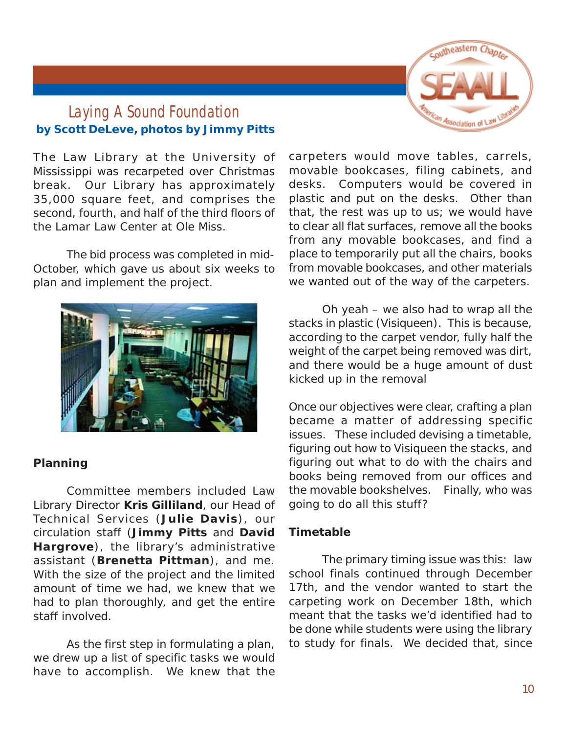# Laying A Sound Foundation

**by Scott DeLeve, photos by Jimmy Pitts**

The Law Library at the University of Mississippi was recarpeted over Christmas break. Our Library has approximately 35,000 square feet, and comprises the second, fourth, and half of the third floors of the Lamar Law Center at Ole Miss.

The bid process was completed in mid-October, which gave us about six weeks to plan and implement the project.

### Planning

Committee members included Law Library Director **Kris Gilliland**, our Head of Technical Services (**Julie Davis**), our circulation staff (**Jimmy Pitts** and **David Hargrove**), the library's administrative assistant (**Brenetta Pittman**), and me. With the size of the project and the limited amount of time we had, we knew that we had to plan thoroughly, and get the entire staff involved.

As the first step in formulating a plan, we drew up a list of specific tasks we would have to accomplish. We knew that the carpeters would move tables, carrels, movable bookcases, filing cabinets, and desks. Computers would be covered in plastic and put on the desks. Other than that, the rest was up to us; we would have to clear all flat surfaces, remove all the books from any movable bookcases, and find a place to temporarily put all the chairs, books from movable bookcases, and other materials we wanted out of the way of the carpeters.

Oh yeah – we also had to wrap all the stacks in plastic (Visiqueen). This is because, according to the carpet vendor, fully half the weight of the carpet being removed was dirt, and there would be a huge amount of dust kicked up in the removal

Once our objectives were clear, crafting a plan became a matter of addressing specific issues. These included devising a timetable, figuring out how to Visiqueen the stacks, and figuring out what to do with the chairs and books being removed from our offices and the movable bookshelves. Finally, who was going to do all this stuff?

### Timetable

The primary timing issue was this: law school finals continued through December 17th, and the vendor wanted to start the carpeting work on December 18th, which meant that the tasks we'd identified had to be done while students were using the library to study for finals. We decided that, since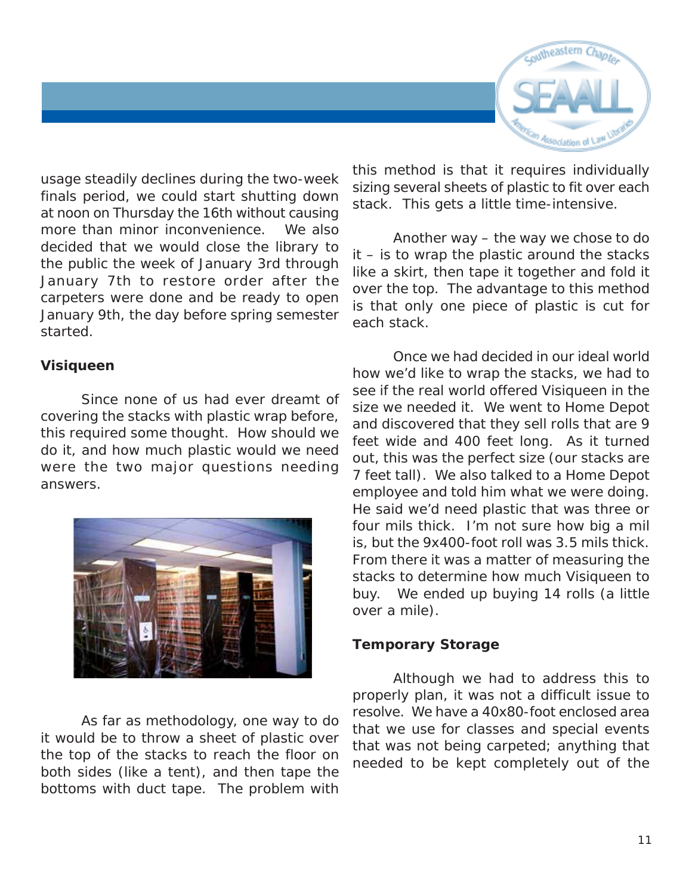usage steadily declines during the two-week finals period, we could start shutting down at noon on Thursday the 16th without causing more than minor inconvenience. We also decided that we would close the library to the public the week of January 3rd through January 7th to restore order after the carpeters were done and be ready to open January 9th, the day before spring semester started.

**Visiqueen**

Since none of us had ever dreamt of covering the stacks with plastic wrap before, this required some thought. How should we do it, and how much plastic would we need were the two major questions needing answers.

As far as methodology, one way to do it would be to throw a sheet of plastic over the top of the stacks to reach the floor on both sides (like a tent), and then tape the bottoms with duct tape. The problem with this method is that it requires individually sizing several sheets of plastic to fit over each stack. This gets a little time-intensive.

Another way – the way we chose to do it – is to wrap the plastic around the stacks like a skirt, then tape it together and fold it over the top. The advantage to this method is that only one piece of plastic is cut for each stack.

Once we had decided in our ideal world how we'd like to wrap the stacks, we had to see if the real world offered Visiqueen in the size we needed it. We went to Home Depot and discovered that they sell rolls that are 9 feet wide and 400 feet long. As it turned out, this was the perfect size (our stacks are 7 feet tall). We also talked to a Home Depot employee and told him what we were doing. He said we'd need plastic that was three or four mils thick. I'm not sure how big a mil is, but the 9x400-foot roll was 3.5 mils thick. From there it was a matter of measuring the stacks to determine how much Visiqueen to buy. We ended up buying 14 rolls (a little over a mile).

**Temporary Storage**

Although we had to address this to properly plan, it was not a difficult issue to resolve. We have a 40x80-foot enclosed area that we use for classes and special events that was not being carpeted; anything that needed to be kept completely out of the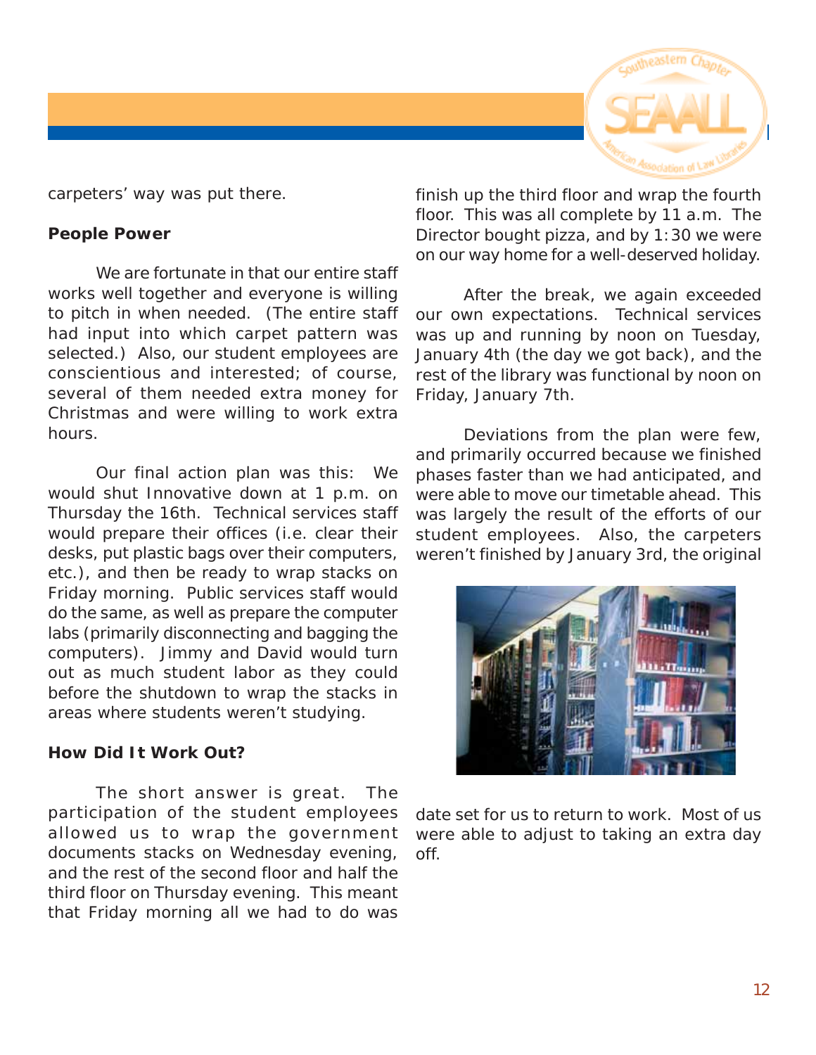carpeters' way was put there.

**People Power**

We are fortunate in that our entire staff works well together and everyone is willing to pitch in when needed. (The entire staff had input into which carpet pattern was selected.) Also, our student employees are conscientious and interested; of course, several of them needed extra money for Christmas and were willing to work extra hours.

Our final action plan was this: We would shut Innovative down at 1 p.m. on Thursday the 16th. Technical services staff would prepare their offices (i.e. clear their desks, put plastic bags over their computers, etc.), and then be ready to wrap stacks on Friday morning. Public services staff would do the same, as well as prepare the computer labs (primarily disconnecting and bagging the computers). Jimmy and David would turn out as much student labor as they could before the shutdown to wrap the stacks in areas where students weren't studying.

**How Did It Work Out?**

The short answer is great. The participation of the student employees allowed us to wrap the government documents stacks on Wednesday evening, and the rest of the second floor and half the third floor on Thursday evening. This meant that Friday morning all we had to do was finish up the third floor and wrap the fourth floor. This was all complete by 11 a.m. The Director bought pizza, and by 1:30 we were on our way home for a well-deserved holiday.

After the break, we again exceeded our own expectations. Technical services was up and running by noon on Tuesday, January 4th (the day we got back), and the rest of the library was functional by noon on Friday, January 7th.

Deviations from the plan were few, and primarily occurred because we finished phases faster than we had anticipated, and were able to move our timetable ahead. This was largely the result of the efforts of our student employees. Also, the carpeters weren't finished by January 3rd, the original date set for us to return to work. Most of us were able to adjust to taking an extra day off.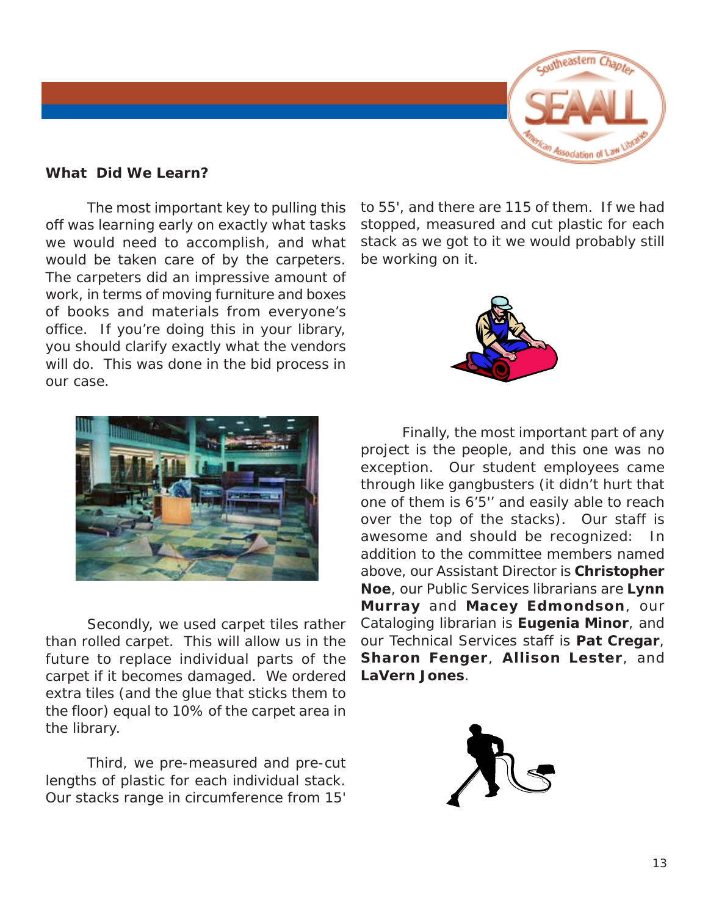## What Did We Learn?

The most important key to pulling this off was learning early on exactly what tasks we would need to accomplish, and what would be taken care of by the carpeters. The carpeters did an impressive amount of work, in terms of moving furniture and boxes of books and materials from everyone's office. If you're doing this in your library, you should clarify exactly what the vendors will do. This was done in the bid process in our case.

Secondly, we used carpet tiles rather than rolled carpet. This will allow us in the future to replace individual parts of the carpet if it becomes damaged. We ordered extra tiles (and the glue that sticks them to the floor) equal to 10% of the carpet area in the library.

Third, we pre-measured and pre-cut lengths of plastic for each individual stack. Our stacks range in circumference from 15' to 55', and there are 115 of them. If we had stopped, measured and cut plastic for each stack as we got to it we would probably still be working on it.

Finally, the most important part of any project is the people, and this one was no exception. Our student employees came through like gangbusters (it didn't hurt that one of them is 6'5'' and easily able to reach over the top of the stacks). Our staff is awesome and should be recognized: In addition to the committee members named above, our Assistant Director is **Christopher Noe**, our Public Services librarians are **Lynn Murray** and **Macey Edmondson**, our Cataloging librarian is **Eugenia Minor**, and our Technical Services staff is **Pat Cregar**, **Sharon Fenger**, **Allison Lester**, and **LaVern Jones**.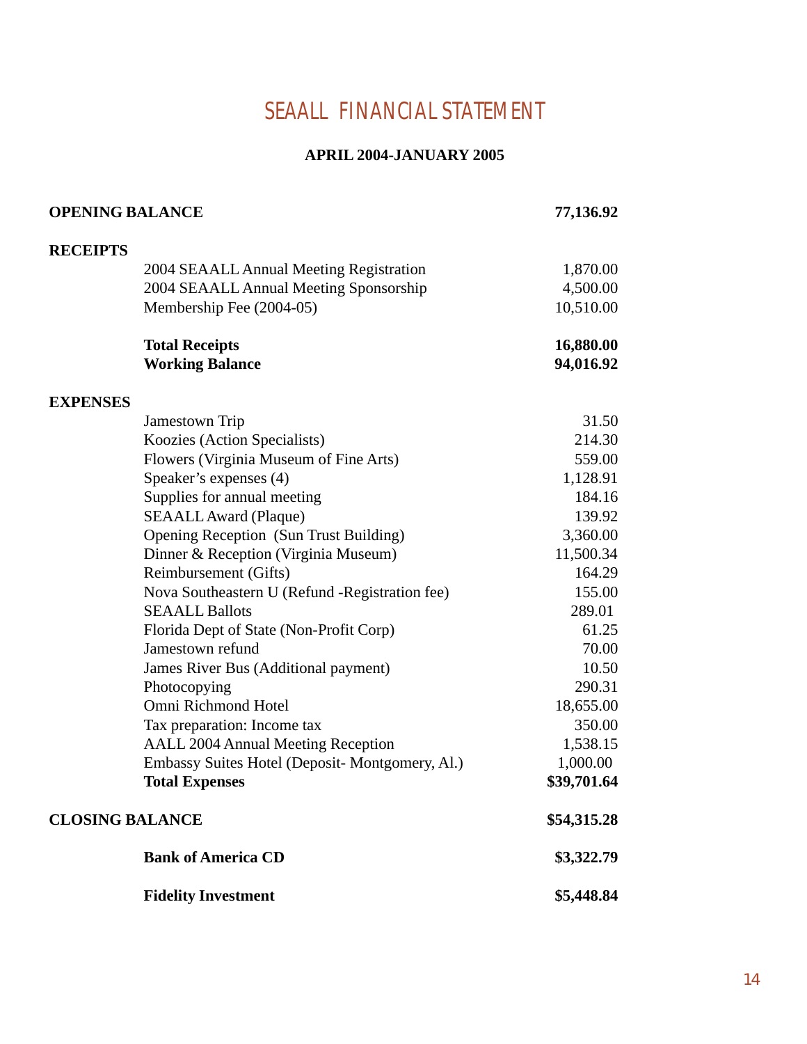# SEAALL FINANCIAL STATEMENT

**APRIL 2004-JANUARY 2005**

| | | |
|---|---|---|
| **OPENING BALANCE** | | **77,136.92** |
| **RECEIPTS** | | |
| | 2004 SEAALL Annual Meeting Registration | 1,870.00 |
| | 2004 SEAALL Annual Meeting Sponsorship | 4,500.00 |
| | Membership Fee (2004-05) | 10,510.00 |
| | **Total Receipts** | **16,880.00** |
| | **Working Balance** | **94,016.92** |
| **EXPENSES** | | |
| | Jamestown Trip | 31.50 |
| | Koozies (Action Specialists) | 214.30 |
| | Flowers (Virginia Museum of Fine Arts) | 559.00 |
| | Speaker's expenses (4) | 1,128.91 |
| | Supplies for annual meeting | 184.16 |
| | SEAALL Award (Plaque) | 139.92 |
| | Opening Reception (Sun Trust Building) | 3,360.00 |
| | Dinner & Reception (Virginia Museum) | 11,500.34 |
| | Reimbursement (Gifts) | 164.29 |
| | Nova Southeastern U (Refund -Registration fee) | 155.00 |
| | SEAALL Ballots | 289.01 |
| | Florida Dept of State (Non-Profit Corp) | 61.25 |
| | Jamestown refund | 70.00 |
| | James River Bus (Additional payment) | 10.50 |
| | Photocopying | 290.31 |
| | Omni Richmond Hotel | 18,655.00 |
| | Tax preparation: Income tax | 350.00 |
| | AALL 2004 Annual Meeting Reception | 1,538.15 |
| | Embassy Suites Hotel (Deposit- Montgomery, Al.) | 1,000.00 |
| | **Total Expenses** | **$39,701.64** |
| **CLOSING BALANCE** | | **$54,315.28** |
| | **Bank of America CD** | **$3,322.79** |
| | **Fidelity Investment** | **$5,448.84** |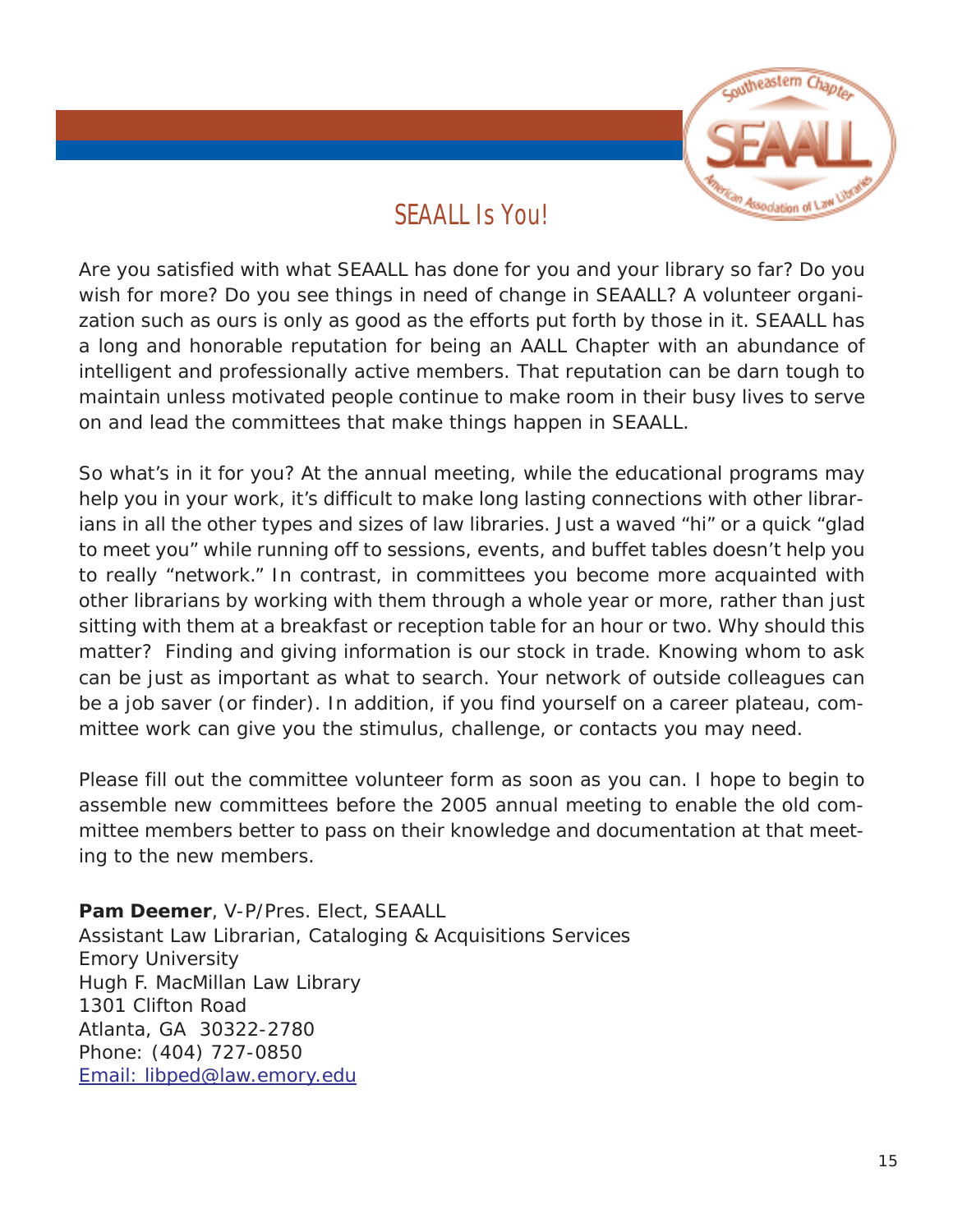# SEAALL Is You!

Are you satisfied with what SEAALL has done for you and your library so far? Do you wish for more? Do you see things in need of change in SEAALL? A volunteer organization such as ours is only as good as the efforts put forth by those in it. SEAALL has a long and honorable reputation for being an AALL Chapter with an abundance of intelligent and professionally active members. That reputation can be darn tough to maintain unless motivated people continue to make room in their busy lives to serve on and lead the committees that make things happen in SEAALL.

So what's in it for you? At the annual meeting, while the educational programs may help you in your work, it's difficult to make long lasting connections with other librarians in all the other types and sizes of law libraries. Just a waved "hi" or a quick "glad to meet you" while running off to sessions, events, and buffet tables doesn't help you to really "network." In contrast, in committees you become more acquainted with other librarians by working with them through a whole year or more, rather than just sitting with them at a breakfast or reception table for an hour or two. Why should this matter? Finding and giving information is our stock in trade. Knowing whom to ask can be just as important as what to search. Your network of outside colleagues can be a job saver (or finder). In addition, if you find yourself on a career plateau, committee work can give you the stimulus, challenge, or contacts you may need.

Please fill out the committee volunteer form as soon as you can. I hope to begin to assemble new committees before the 2005 annual meeting to enable the old committee members better to pass on their knowledge and documentation at that meeting to the new members.

**Pam Deemer**, V-P/Pres. Elect, SEAALL
Assistant Law Librarian, Cataloging & Acquisitions Services
Emory University
Hugh F. MacMillan Law Library
1301 Clifton Road
Atlanta, GA 30322-2780
Phone: (404) 727-0850
Email: libped@law.emory.edu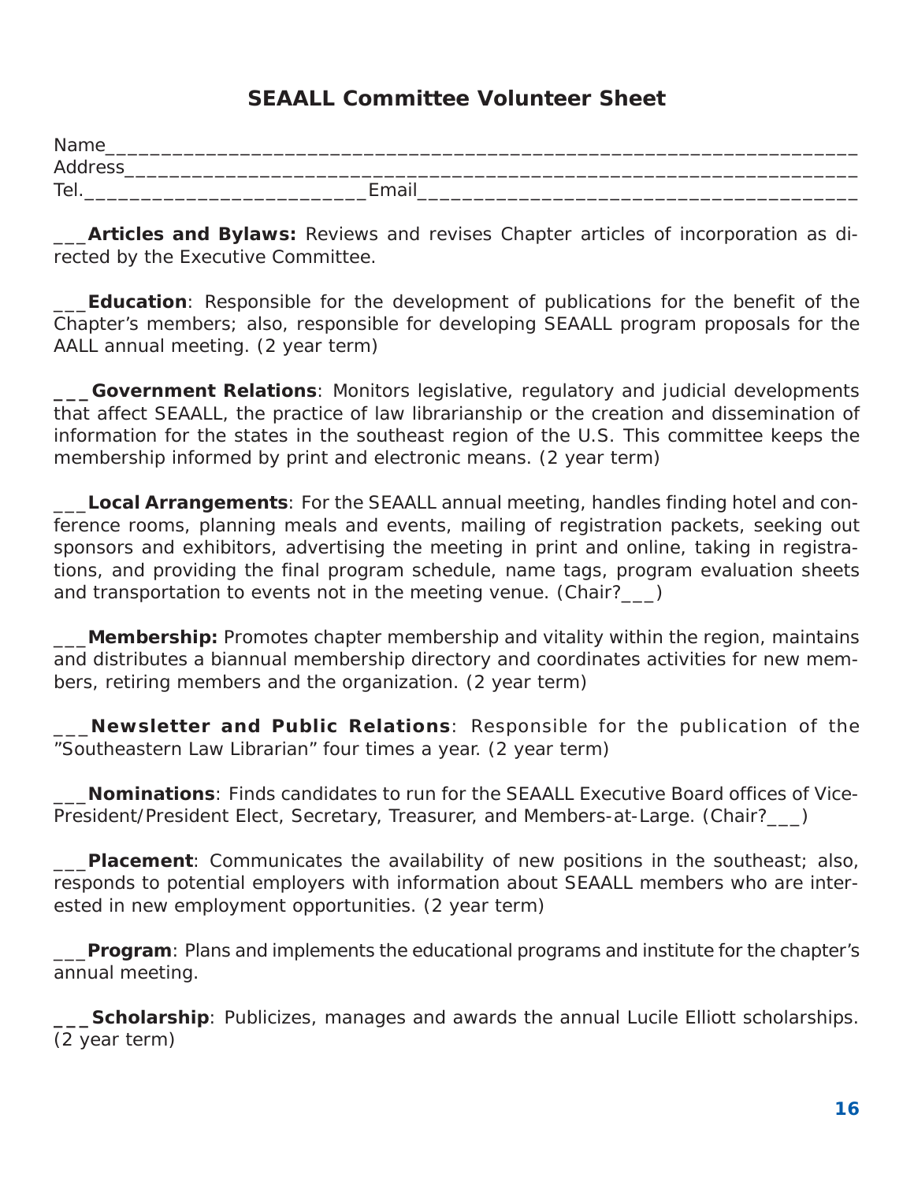## SEAALL Committee Volunteer Sheet

Name______________________________________________________________________

Address____________________________________________________________________

Tel.__________________________Email_________________________________________

___**Articles and Bylaws:** Reviews and revises Chapter articles of incorporation as directed by the Executive Committee.

___**Education**: Responsible for the development of publications for the benefit of the Chapter's members; also, responsible for developing SEAALL program proposals for the AALL annual meeting. (2 year term)

___**Government Relations**: Monitors legislative, regulatory and judicial developments that affect SEAALL, the practice of law librarianship or the creation and dissemination of information for the states in the southeast region of the U.S. This committee keeps the membership informed by print and electronic means. (2 year term)

___**Local Arrangements**: For the SEAALL annual meeting, handles finding hotel and conference rooms, planning meals and events, mailing of registration packets, seeking out sponsors and exhibitors, advertising the meeting in print and online, taking in registrations, and providing the final program schedule, name tags, program evaluation sheets and transportation to events not in the meeting venue. (Chair?___)

___**Membership:** Promotes chapter membership and vitality within the region, maintains and distributes a biannual membership directory and coordinates activities for new members, retiring members and the organization. (2 year term)

___**Newsletter and Public Relations**: Responsible for the publication of the "Southeastern Law Librarian" four times a year. (2 year term)

___**Nominations**: Finds candidates to run for the SEAALL Executive Board offices of Vice-President/President Elect, Secretary, Treasurer, and Members-at-Large. (Chair?___)

___**Placement**: Communicates the availability of new positions in the southeast; also, responds to potential employers with information about SEAALL members who are interested in new employment opportunities. (2 year term)

___**Program**: Plans and implements the educational programs and institute for the chapter's annual meeting.

___**Scholarship**: Publicizes, manages and awards the annual Lucile Elliott scholarships. (2 year term)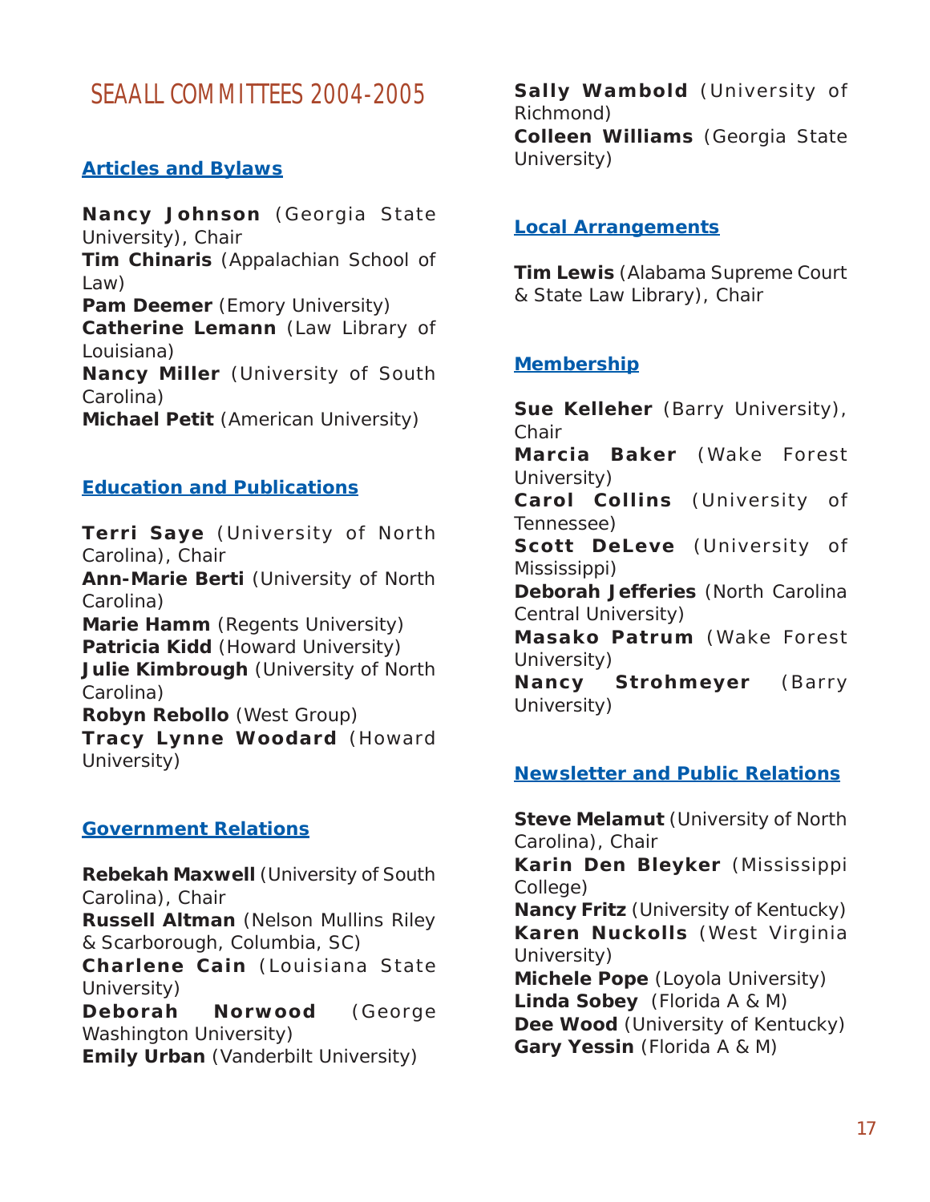# SEAALL COMMITTEES 2004-2005

## Articles and Bylaws

**Nancy Johnson** (Georgia State University), Chair
**Tim Chinaris** (Appalachian School of Law)
**Pam Deemer** (Emory University)
**Catherine Lemann** (Law Library of Louisiana)
**Nancy Miller** (University of South Carolina)
**Michael Petit** (American University)

## Education and Publications

**Terri Saye** (University of North Carolina), Chair
**Ann-Marie Berti** (University of North Carolina)
**Marie Hamm** (Regents University)
**Patricia Kidd** (Howard University)
**Julie Kimbrough** (University of North Carolina)
**Robyn Rebollo** (West Group)
**Tracy Lynne Woodard** (Howard University)

## Government Relations

**Rebekah Maxwell** (University of South Carolina), Chair
**Russell Altman** (Nelson Mullins Riley & Scarborough, Columbia, SC)
**Charlene Cain** (Louisiana State University)
**Deborah Norwood** (George Washington University)
**Emily Urban** (Vanderbilt University)
**Sally Wambold** (University of Richmond)
**Colleen Williams** (Georgia State University)

## Local Arrangements

**Tim Lewis** (Alabama Supreme Court & State Law Library), Chair

## Membership

**Sue Kelleher** (Barry University), Chair
**Marcia Baker** (Wake Forest University)
**Carol Collins** (University of Tennessee)
**Scott DeLeve** (University of Mississippi)
**Deborah Jefferies** (North Carolina Central University)
**Masako Patrum** (Wake Forest University)
**Nancy Strohmeyer** (Barry University)

## Newsletter and Public Relations

**Steve Melamut** (University of North Carolina), Chair
**Karin Den Bleyker** (Mississippi College)
**Nancy Fritz** (University of Kentucky)
**Karen Nuckolls** (West Virginia University)
**Michele Pope** (Loyola University)
**Linda Sobey** (Florida A & M)
**Dee Wood** (University of Kentucky)
**Gary Yessin** (Florida A & M)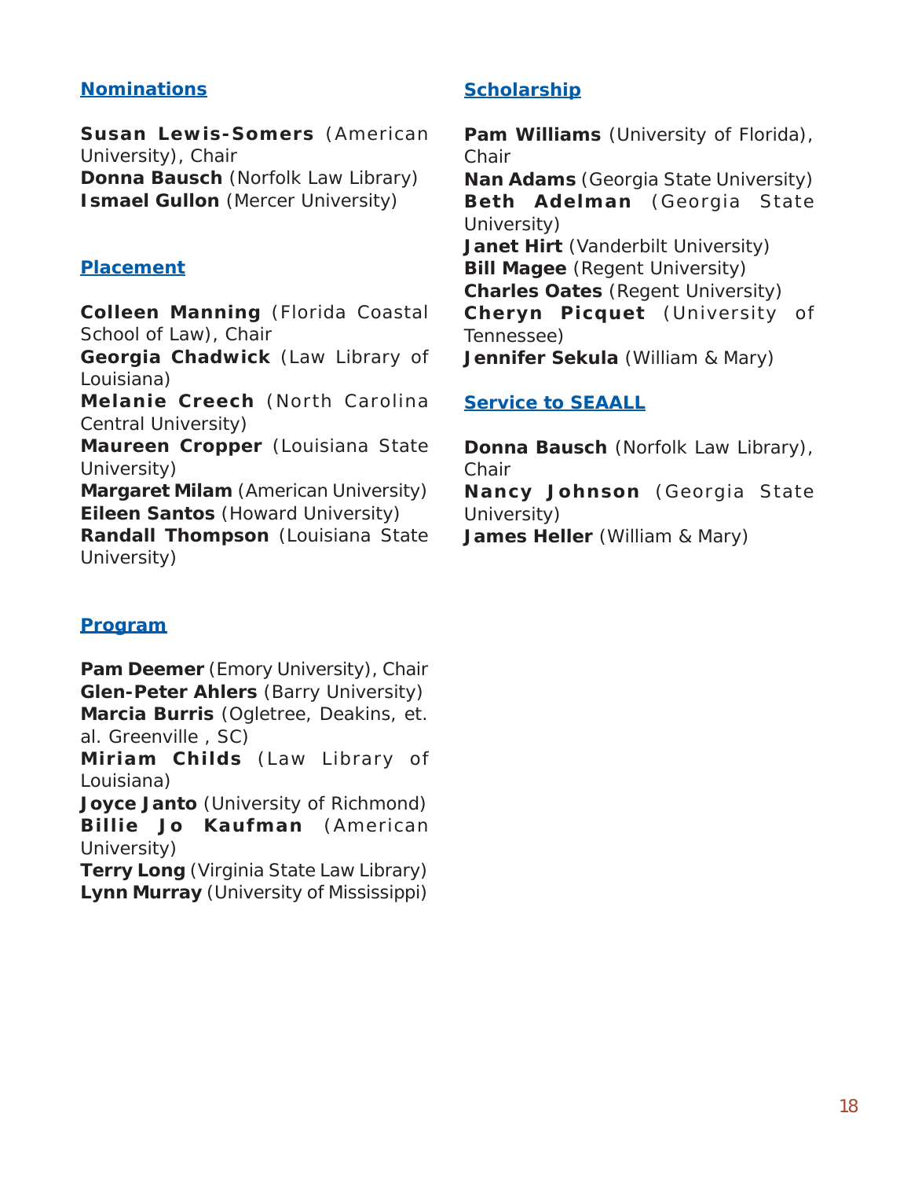## Nominations

**Susan Lewis-Somers** (American University), Chair
**Donna Bausch** (Norfolk Law Library)
**Ismael Gullon** (Mercer University)

## Placement

**Colleen Manning** (Florida Coastal School of Law), Chair
**Georgia Chadwick** (Law Library of Louisiana)
**Melanie Creech** (North Carolina Central University)
**Maureen Cropper** (Louisiana State University)
**Margaret Milam** (American University)
**Eileen Santos** (Howard University)
**Randall Thompson** (Louisiana State University)

## Program

**Pam Deemer** (Emory University), Chair
**Glen-Peter Ahlers** (Barry University)
**Marcia Burris** (Ogletree, Deakins, et. al. Greenville , SC)
**Miriam Childs** (Law Library of Louisiana)
**Joyce Janto** (University of Richmond)
**Billie Jo Kaufman** (American University)
**Terry Long** (Virginia State Law Library)
**Lynn Murray** (University of Mississippi)

## Scholarship

**Pam Williams** (University of Florida), Chair
**Nan Adams** (Georgia State University)
**Beth Adelman** (Georgia State University)
**Janet Hirt** (Vanderbilt University)
**Bill Magee** (Regent University)
**Charles Oates** (Regent University)
**Cheryn Picquet** (University of Tennessee)
**Jennifer Sekula** (William & Mary)

## Service to SEAALL

**Donna Bausch** (Norfolk Law Library), Chair
**Nancy Johnson** (Georgia State University)
**James Heller** (William & Mary)